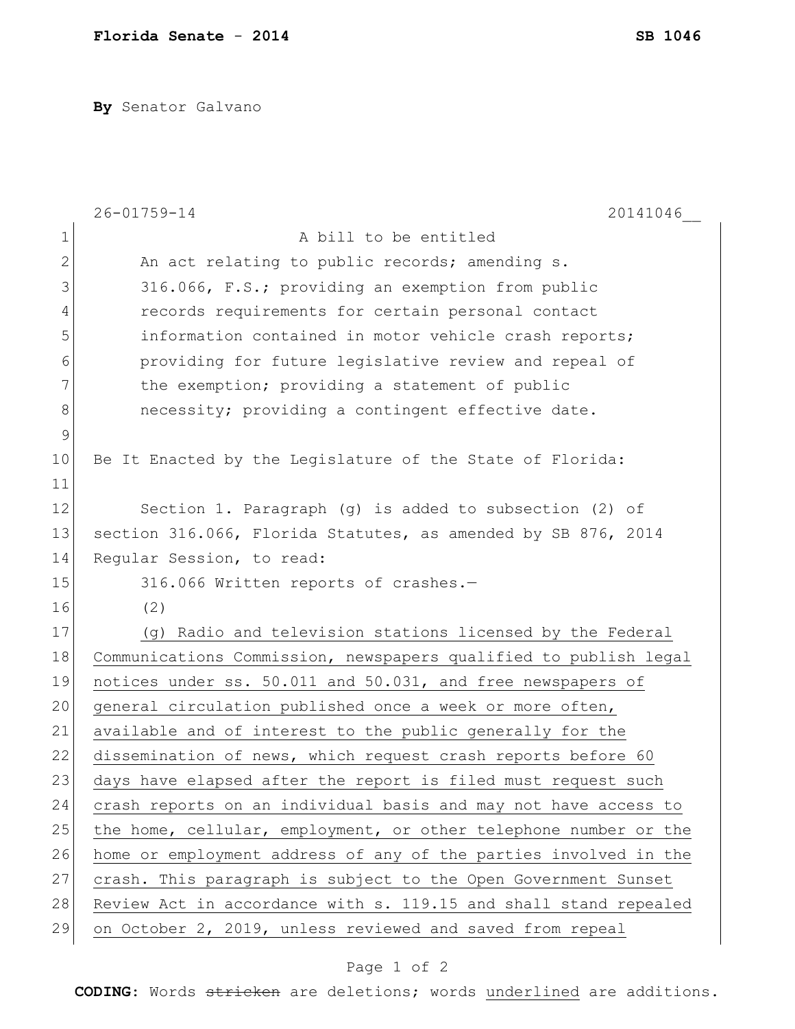**Florida Senate - 2014** **SB 1046**

**By** Senator Galvano

26-01759-14 20141046__

A bill to be entitled

An act relating to public records; amending s. 316.066, F.S.; providing an exemption from public records requirements for certain personal contact information contained in motor vehicle crash reports; providing for future legislative review and repeal of the exemption; providing a statement of public necessity; providing a contingent effective date.

Be It Enacted by the Legislature of the State of Florida:

Section 1. Paragraph (g) is added to subsection (2) of section 316.066, Florida Statutes, as amended by SB 876, 2014 Regular Session, to read:

316.066 Written reports of crashes.—

(2)

(g) Radio and television stations licensed by the Federal Communications Commission, newspapers qualified to publish legal notices under ss. 50.011 and 50.031, and free newspapers of general circulation published once a week or more often, available and of interest to the public generally for the dissemination of news, which request crash reports before 60 days have elapsed after the report is filed must request such crash reports on an individual basis and may not have access to the home, cellular, employment, or other telephone number or the home or employment address of any of the parties involved in the crash. This paragraph is subject to the Open Government Sunset Review Act in accordance with s. 119.15 and shall stand repealed on October 2, 2019, unless reviewed and saved from repeal

**CODING:** Words ~~stricken~~ are deletions; words underlined are additions.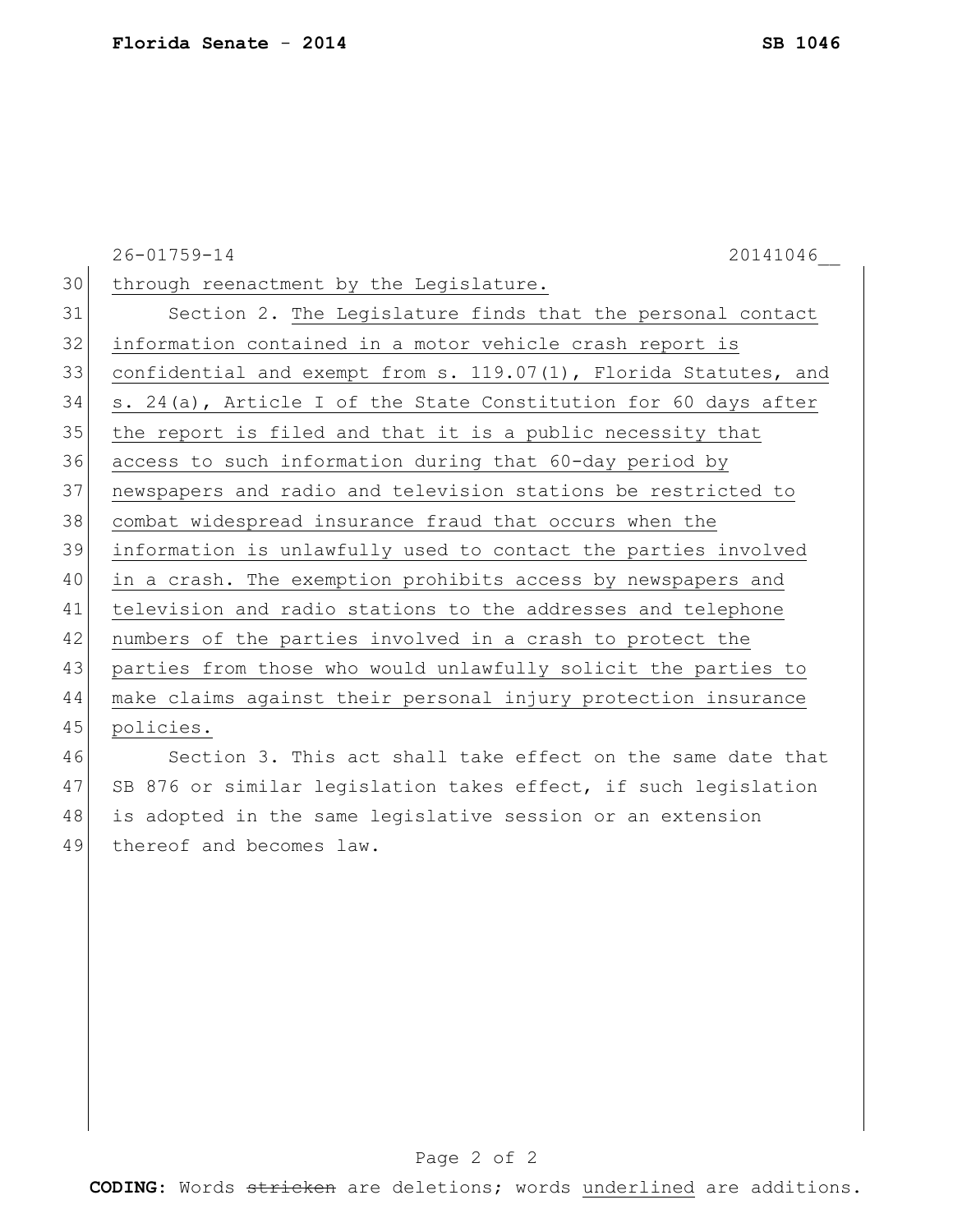26-01759-14 20141046__

through reenactment by the Legislature.

Section 2. The Legislature finds that the personal contact information contained in a motor vehicle crash report is confidential and exempt from s. 119.07(1), Florida Statutes, and s. 24(a), Article I of the State Constitution for 60 days after the report is filed and that it is a public necessity that access to such information during that 60-day period by newspapers and radio and television stations be restricted to combat widespread insurance fraud that occurs when the information is unlawfully used to contact the parties involved in a crash. The exemption prohibits access by newspapers and television and radio stations to the addresses and telephone numbers of the parties involved in a crash to protect the parties from those who would unlawfully solicit the parties to make claims against their personal injury protection insurance policies.

Section 3. This act shall take effect on the same date that SB 876 or similar legislation takes effect, if such legislation is adopted in the same legislative session or an extension thereof and becomes law.

**CODING:** Words ~~stricken~~ are deletions; words underlined are additions.